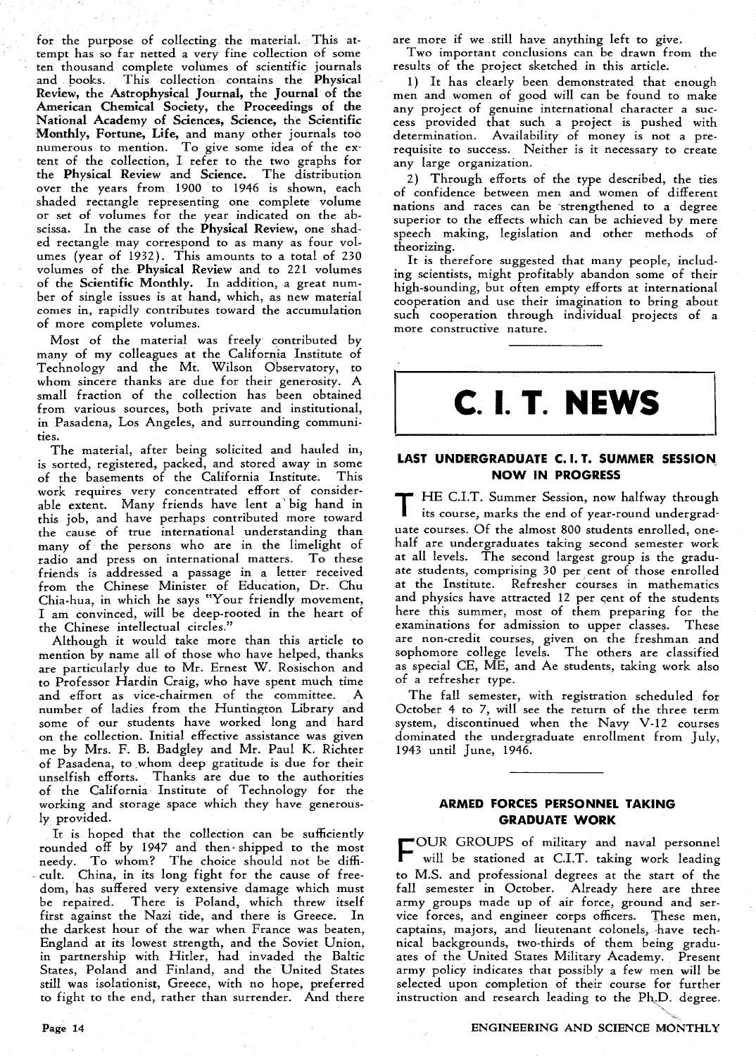for the purpose of collecting the material. This attempt has so far netted a very fine collection of some ten thousand complete volumes of scientific journals and books. This collection contains the **Physical Review**, the **Astrophysical Journal**, the **Journal of the American Chemical Society**, the **Proceedings of the National Academy of Sciences**, **Science**, the **Scientific Monthly**, **Fortune**, **Life**, and many other journals too numerous to mention. To give some idea of the extent of the collection, I refer to the two graphs for the **Physical Review** and **Science**. The distribution over the years from 1900 to 1946 is shown, each shaded rectangle representing one complete volume or set of volumes for the year indicated on the abscissa. In the case of the **Physical Review**, one shaded rectangle may correspond to as many as four volumes (year of 1932). This amounts to a total of 230 volumes of the **Physical Review** and to 221 volumes of the **Scientific Monthly**. In addition, a great number of single issues is at hand, which, as new material comes in, rapidly contributes toward the accumulation of more complete volumes.

Most of the material was freely contributed by many of my colleagues at the California Institute of Technology and the Mt. Wilson Observatory, to whom sincere thanks are due for their generosity. A small fraction of the collection has been obtained from various sources, both private and institutional, in Pasadena, Los Angeles, and surrounding communities.

The material, after being solicited and hauled in, is sorted, registered, packed, and stored away in some of the basements of the California Institute. This work requires very concentrated effort of considerable extent. Many friends have lent a big hand in this job, and have perhaps contributed more toward the cause of true international understanding than many of the persons who are in the limelight of radio and press on international matters. To these friends is addressed a passage in a letter received from the Chinese Minister of Education, Dr. Chu Chia-hua, in which he says "Your friendly movement, I am convinced, will be deep-rooted in the heart of the Chinese intellectual circles."

Although it would take more than this article to mention by name all of those who have helped, thanks are particularly due to Mr. Ernest W. Rosischon and to Professor Hardin Craig, who have spent much time and effort as vice-chairmen of the committee. A number of ladies from the Huntington Library and some of our students have worked long and hard on the collection. Initial effective assistance was given me by Mrs. F. B. Badgley and Mr. Paul K. Richter of Pasadena, to whom deep gratitude is due for their unselfish efforts. Thanks are due to the authorities of the California Institute of Technology for the working and storage space which they have generously provided.

It is hoped that the collection can be sufficiently rounded off by 1947 and then shipped to the most needy. To whom? The choice should not be difficult. China, in its long fight for the cause of freedom, has suffered very extensive damage which must be repaired. There is Poland, which threw itself first against the Nazi tide, and there is Greece. In the darkest hour of the war when France was beaten, England at its lowest strength, and the Soviet Union, in partnership with Hitler, had invaded the Baltic States, Poland and Finland, and the United States still was isolationist, Greece, with no hope, preferred to fight to the end, rather than surrender. And there are more if we still have anything left to give.

Two important conclusions can be drawn from the results of the project sketched in this article.

1) It has clearly been demonstrated that enough men and women of good will can be found to make any project of genuine international character a success provided that such a project is pushed with determination. Availability of money is not a prerequisite to success. Neither is it necessary to create any large organization.

2) Through efforts of the type described, the ties of confidence between men and women of different nations and races can be strengthened to a degree superior to the effects which can be achieved by mere speech making, legislation and other methods of theorizing.

It is therefore suggested that many people, including scientists, might profitably abandon some of their high-sounding, but often empty efforts at international cooperation and use their imagination to bring about such cooperation through individual projects of a more constructive nature.

# C. I. T. NEWS

## LAST UNDERGRADUATE C. I. T. SUMMER SESSION NOW IN PROGRESS

THE C.I.T. Summer Session, now halfway through its course, marks the end of year-round undergraduate courses. Of the almost 800 students enrolled, one-half are undergraduates taking second semester work at all levels. The second largest group is the graduate students, comprising 30 per cent of those enrolled at the Institute. Refresher courses in mathematics and physics have attracted 12 per cent of the students here this summer, most of them preparing for the examinations for admission to upper classes. These are non-credit courses, given on the freshman and sophomore college levels. The others are classified as special CE, ME, and Ae students, taking work also of a refresher type.

The fall semester, with registration scheduled for October 4 to 7, will see the return of the three term system, discontinued when the Navy V-12 courses dominated the undergraduate enrollment from July, 1943 until June, 1946.

## ARMED FORCES PERSONNEL TAKING GRADUATE WORK

FOUR GROUPS of military and naval personnel will be stationed at C.I.T. taking work leading to M.S. and professional degrees at the start of the fall semester in October. Already here are three army groups made up of air force, ground and service forces, and engineer corps officers. These men, captains, majors, and lieutenant colonels, have technical backgrounds, two-thirds of them being graduates of the United States Military Academy. Present army policy indicates that possibly a few men will be selected upon completion of their course for further instruction and research leading to the Ph.D. degree.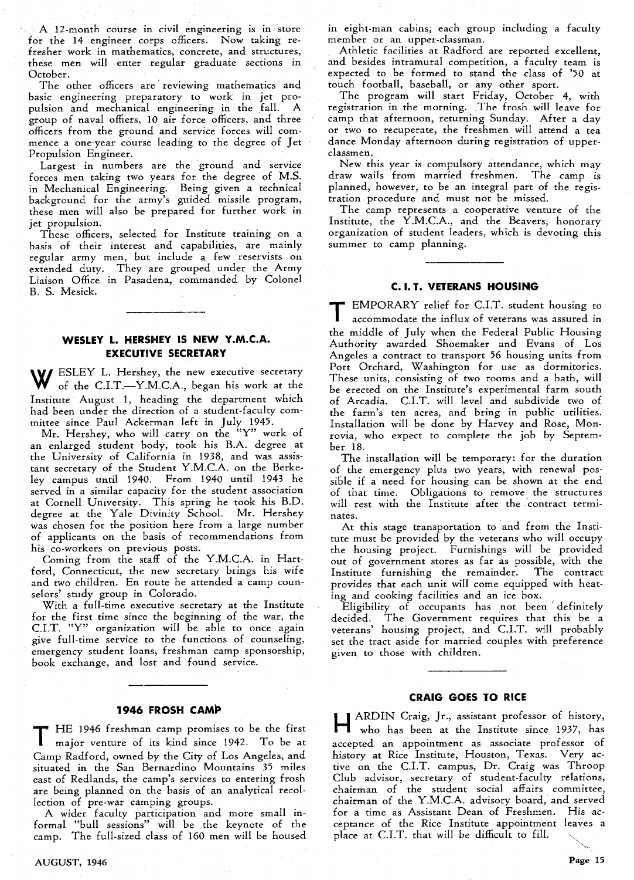A 12-month course in civil engineering is in store for the 14 engineer corps officers. Now taking refresher work in mathematics, concrete, and structures, these men will enter regular graduate sections in October.

The other officers are reviewing mathematics and basic engineering preparatory to work in jet propulsion and mechanical engineering in the fall. A group of naval officers, 10 air force officers, and three officers from the ground and service forces will commence a one-year course leading to the degree of Jet Propulsion Engineer.

Largest in numbers are the ground and service forces men taking two years for the degree of M.S. in Mechanical Engineering. Being given a technical background for the army's guided missile program, these men will also be prepared for further work in jet propulsion.

These officers, selected for Institute training on a basis of their interest and capabilities, are mainly regular army men, but include a few reservists on extended duty. They are grouped under the Army Liaison Office in Pasadena, commanded by Colonel B. S. Mesick.

## WESLEY L. HERSHEY IS NEW Y.M.C.A. EXECUTIVE SECRETARY

WESLEY L. Hershey, the new executive secretary of the C.I.T.—Y.M.C.A., began his work at the Institute August 1, heading the department which had been under the direction of a student-faculty committee since Paul Ackerman left in July 1945.

Mr. Hershey, who will carry on the "Y" work of an enlarged student body, took his B.A. degree at the University of California in 1938, and was assistant secretary of the Student Y.M.C.A. on the Berkeley campus until 1940. From 1940 until 1943 he served in a similar capacity for the student association at Cornell University. This spring he took his B.D. degree at the Yale Divinity School. Mr. Hershey was chosen for the position here from a large number of applicants on the basis of recommendations from his co-workers on previous posts.

Coming from the staff of the Y.M.C.A. in Hartford, Connecticut, the new secretary brings his wife and two children. En route he attended a camp counselors' study group in Colorado.

With a full-time executive secretary at the Institute for the first time since the beginning of the war, the C.I.T. "Y" organization will be able to once again give full-time service to the functions of counseling, emergency student loans, freshman camp sponsorship, book exchange, and lost and found service.

## 1946 FROSH CAMP

THE 1946 freshman camp promises to be the first major venture of its kind since 1942. To be at Camp Radford, owned by the City of Los Angeles, and situated in the San Bernardino Mountains 35 miles east of Redlands, the camp's services to entering frosh are being planned on the basis of an analytical recollection of pre-war camping groups.

A wider faculty participation and more small informal "bull sessions" will be the keynote of the camp. The full-sized class of 160 men will be housed in eight-man cabins, each group including a faculty member or an upper-classman.

Athletic facilities at Radford are reported excellent, and besides intramural competition, a faculty team is expected to be formed to stand the class of '50 at touch football, baseball, or any other sport.

The program will start Friday, October 4, with registration in the morning. The frosh will leave for camp that afternoon, returning Sunday. After a day or two to recuperate, the freshmen will attend a tea dance Monday afternoon during registration of upperclassmen.

New this year is compulsory attendance, which may draw wails from married freshmen. The camp is planned, however, to be an integral part of the registration procedure and must not be missed.

The camp represents a cooperative venture of the Institute, the Y.M.C.A., and the Beavers, honorary organization of student leaders, which is devoting this summer to camp planning.

## C. I. T. VETERANS HOUSING

TEMPORARY relief for C.I.T. student housing to accommodate the influx of veterans was assured in the middle of July when the Federal Public Housing Authority awarded Shoemaker and Evans of Los Angeles a contract to transport 56 housing units from Port Orchard, Washington for use as dormitories. These units, consisting of two rooms and a bath, will be erected on the Institute's experimental farm south of Arcadia. C.I.T. will level and subdivide two of the farm's ten acres, and bring in public utilities. Installation will be done by Harvey and Rose, Monrovia, who expect to complete the job by September 18.

The installation will be temporary: for the duration of the emergency plus two years, with renewal possible if a need for housing can be shown at the end of that time. Obligations to remove the structures will rest with the Institute after the contract terminates.

At this stage transportation to and from the Institute must be provided by the veterans who will occupy the housing project. Furnishings will be provided out of government stores as far as possible, with the Institute furnishing the remainder. The contract provides that each unit will come equipped with heating and cooking facilities and an ice box.

Eligibility of occupants has not been definitely decided. The Government requires that this be a veterans' housing project, and C.I.T. will probably set the tract aside for married couples with preference given to those with children.

## CRAIG GOES TO RICE

HARDIN Craig, Jr., assistant professor of history, who has been at the Institute since 1937, has accepted an appointment as associate professor of history at Rice Institute, Houston, Texas. Very active on the C.I.T. campus, Dr. Craig was Throop Club advisor, secretary of student-faculty relations, chairman of the student social affairs committee, chairman of the Y.M.C.A. advisory board, and served for a time as Assistant Dean of Freshmen. His acceptance of the Rice Institute appointment leaves a place at C.I.T. that will be difficult to fill.